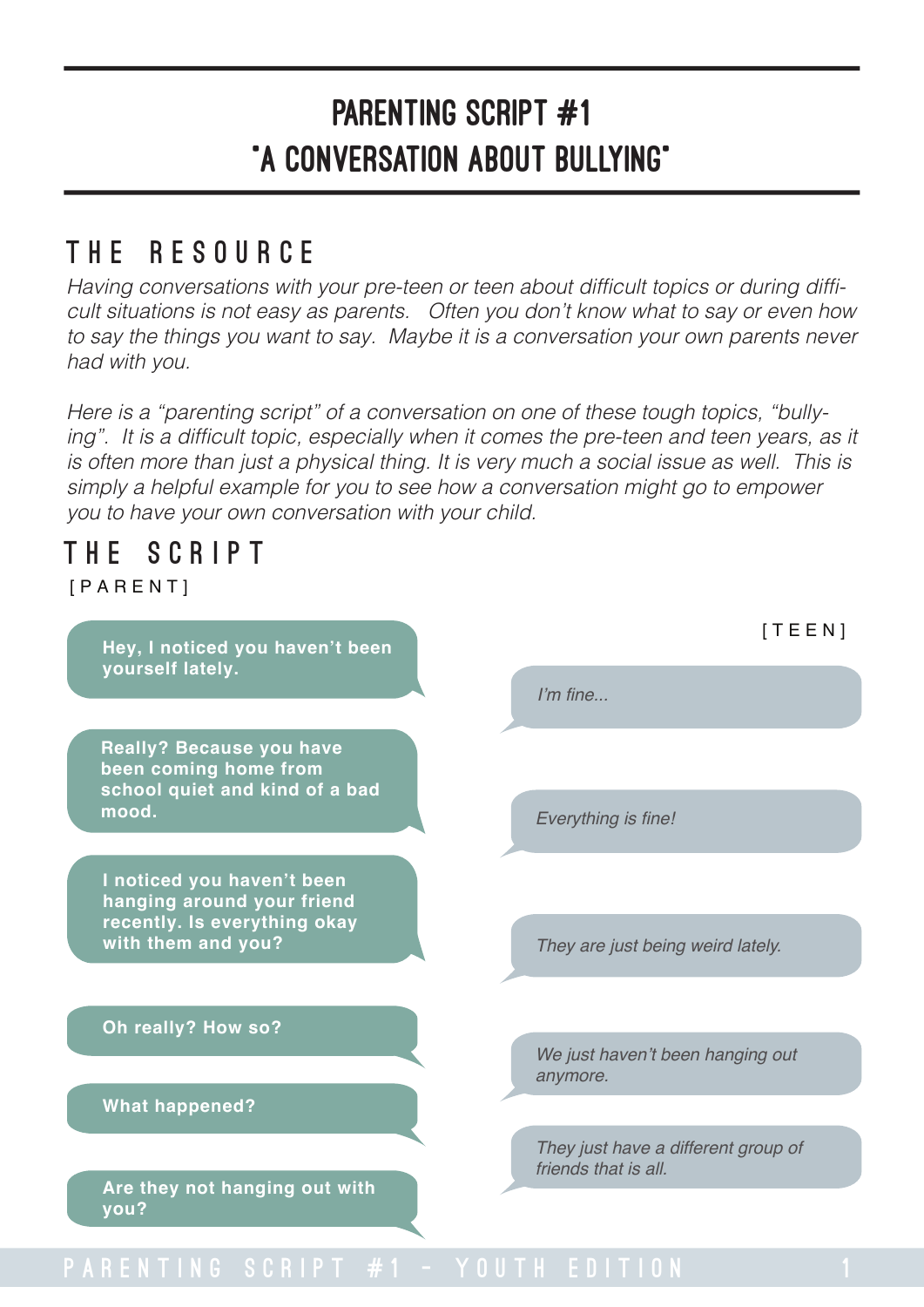# PARENTING SCRIPT #1
# "A CONVERSATION ABOUT BULLYING"

## THE RESOURCE

*Having conversations with your pre-teen or teen about difficult topics or during difficult situations is not easy as parents. Often you don't know what to say or even how to say the things you want to say. Maybe it is a conversation your own parents never had with you.*

*Here is a "parenting script" of a conversation on one of these tough topics, "bullying". It is a difficult topic, especially when it comes the pre-teen and teen years, as it is often more than just a physical thing. It is very much a social issue as well. This is simply a helpful example for you to see how a conversation might go to empower you to have your own conversation with your child.*

## THE SCRIPT

[PARENT]: **Hey, I noticed you haven't been yourself lately.**

[TEEN]: *I'm fine...*

[PARENT]: **Really? Because you have been coming home from school quiet and kind of a bad mood.**

[TEEN]: *Everything is fine!*

[PARENT]: **I noticed you haven't been hanging around your friend recently. Is everything okay with them and you?**

[TEEN]: *They are just being weird lately.*

[PARENT]: **Oh really? How so?**

[TEEN]: *We just haven't been hanging out anymore.*

[PARENT]: **What happened?**

[TEEN]: *They just have a different group of friends that is all.*

[PARENT]: **Are they not hanging out with you?**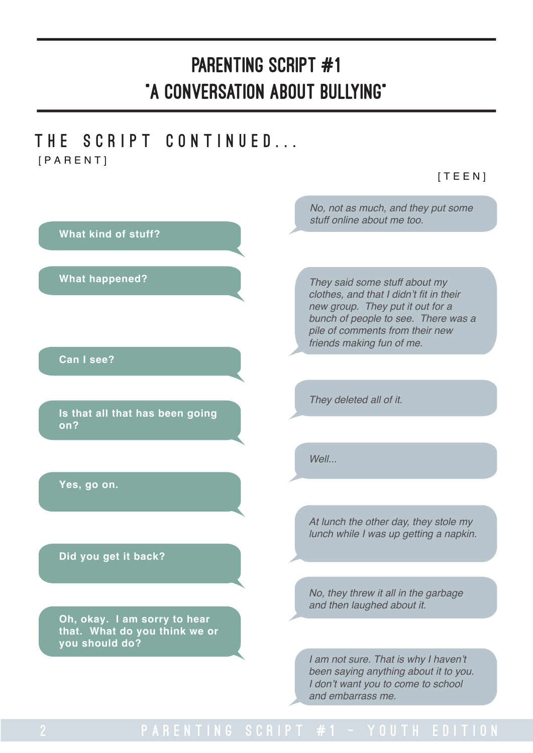# PARENTING SCRIPT #1
# "A CONVERSATION ABOUT BULLYING"

## THE SCRIPT CONTINUED...

**[TEEN]** *No, not as much, and they put some stuff online about me too.*

**[PARENT]** **What kind of stuff?**

**[PARENT]** **What happened?**

**[TEEN]** *They said some stuff about my clothes, and that I didn't fit in their new group. They put it out for a bunch of people to see. There was a pile of comments from their new friends making fun of me.*

**[PARENT]** **Can I see?**

**[TEEN]** *They deleted all of it.*

**[PARENT]** **Is that all that has been going on?**

**[TEEN]** *Well...*

**[PARENT]** **Yes, go on.**

**[TEEN]** *At lunch the other day, they stole my lunch while I was up getting a napkin.*

**[PARENT]** **Did you get it back?**

**[TEEN]** *No, they threw it all in the garbage and then laughed about it.*

**[PARENT]** **Oh, okay. I am sorry to hear that. What do you think we or you should do?**

**[TEEN]** *I am not sure. That is why I haven't been saying anything about it to you. I don't want you to come to school and embarrass me.*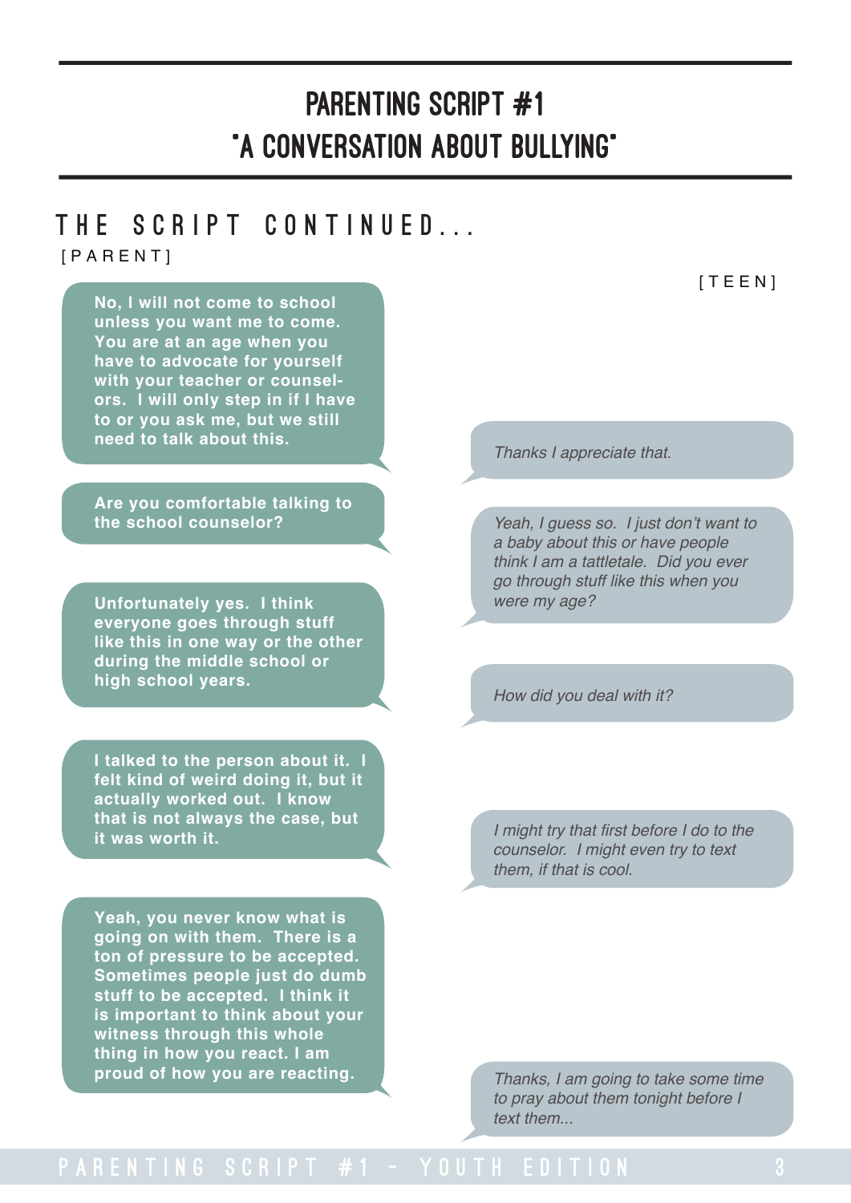# PARENTING SCRIPT #1
# "A CONVERSATION ABOUT BULLYING"

## THE SCRIPT CONTINUED...

**[PARENT]** **No, I will not come to school unless you want me to come. You are at an age when you have to advocate for yourself with your teacher or counselors. I will only step in if I have to or you ask me, but we still need to talk about this.**

[TEEN] *Thanks I appreciate that.*

**[PARENT]** **Are you comfortable talking to the school counselor?**

[TEEN] *Yeah, I guess so. I just don't want to a baby about this or have people think I am a tattletale. Did you ever go through stuff like this when you were my age?*

**[PARENT]** **Unfortunately yes. I think everyone goes through stuff like this in one way or the other during the middle school or high school years.**

[TEEN] *How did you deal with it?*

**[PARENT]** **I talked to the person about it. I felt kind of weird doing it, but it actually worked out. I know that is not always the case, but it was worth it.**

[TEEN] *I might try that first before I do to the counselor. I might even try to text them, if that is cool.*

**[PARENT]** **Yeah, you never know what is going on with them. There is a ton of pressure to be accepted. Sometimes people just do dumb stuff to be accepted. I think it is important to think about your witness through this whole thing in how you react. I am proud of how you are reacting.**

[TEEN] *Thanks, I am going to take some time to pray about them tonight before I text them...*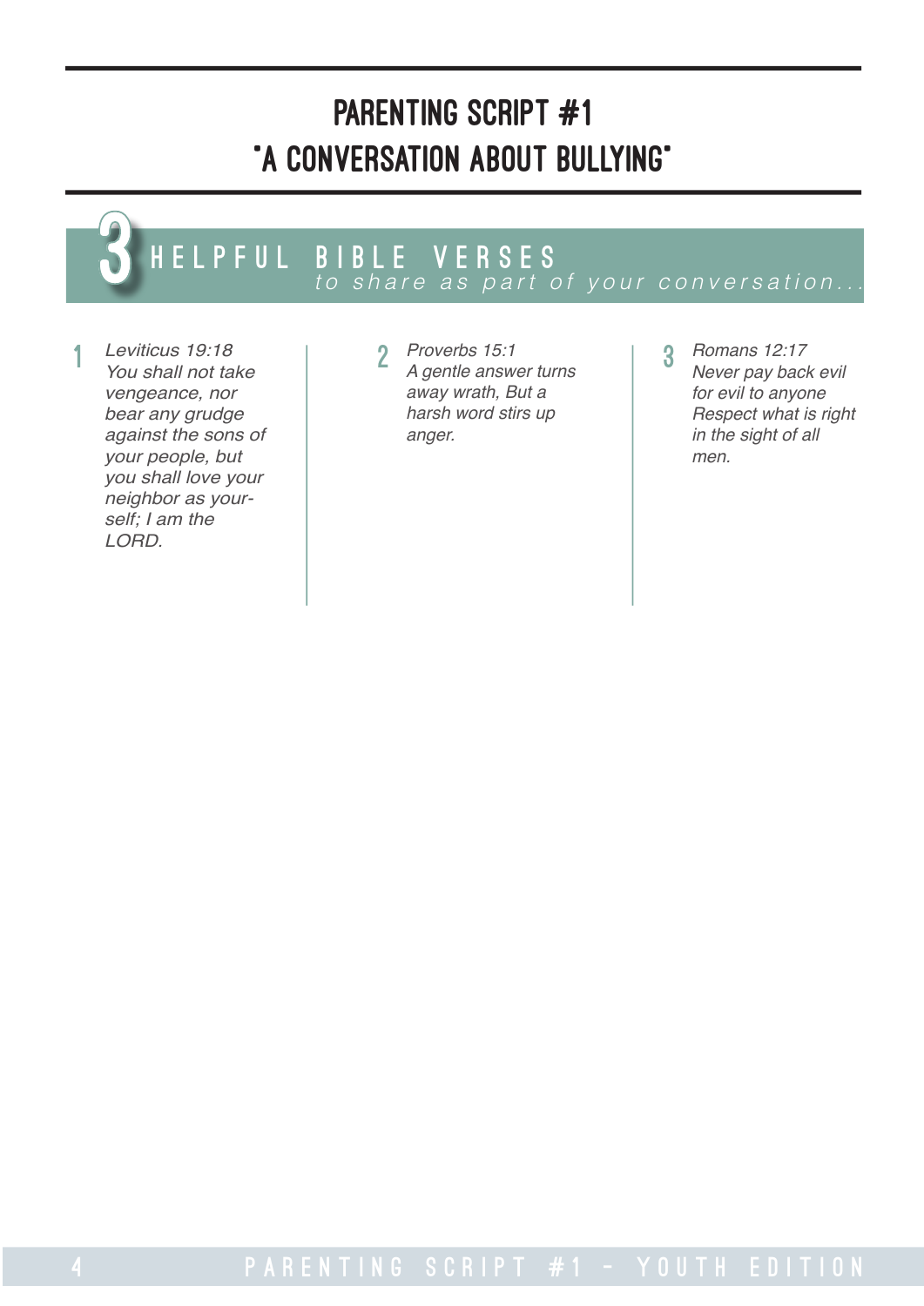# PARENTING SCRIPT #1
# "A CONVERSATION ABOUT BULLYING"

## 3 HELPFUL BIBLE VERSES
*to share as part of your conversation...*

1. *Leviticus 19:18*
   *You shall not take vengeance, nor bear any grudge against the sons of your people, but you shall love your neighbor as your-self; I am the LORD.*

2. *Proverbs 15:1*
   *A gentle answer turns away wrath, But a harsh word stirs up anger.*

3. *Romans 12:17*
   *Never pay back evil for evil to anyone Respect what is right in the sight of all men.*